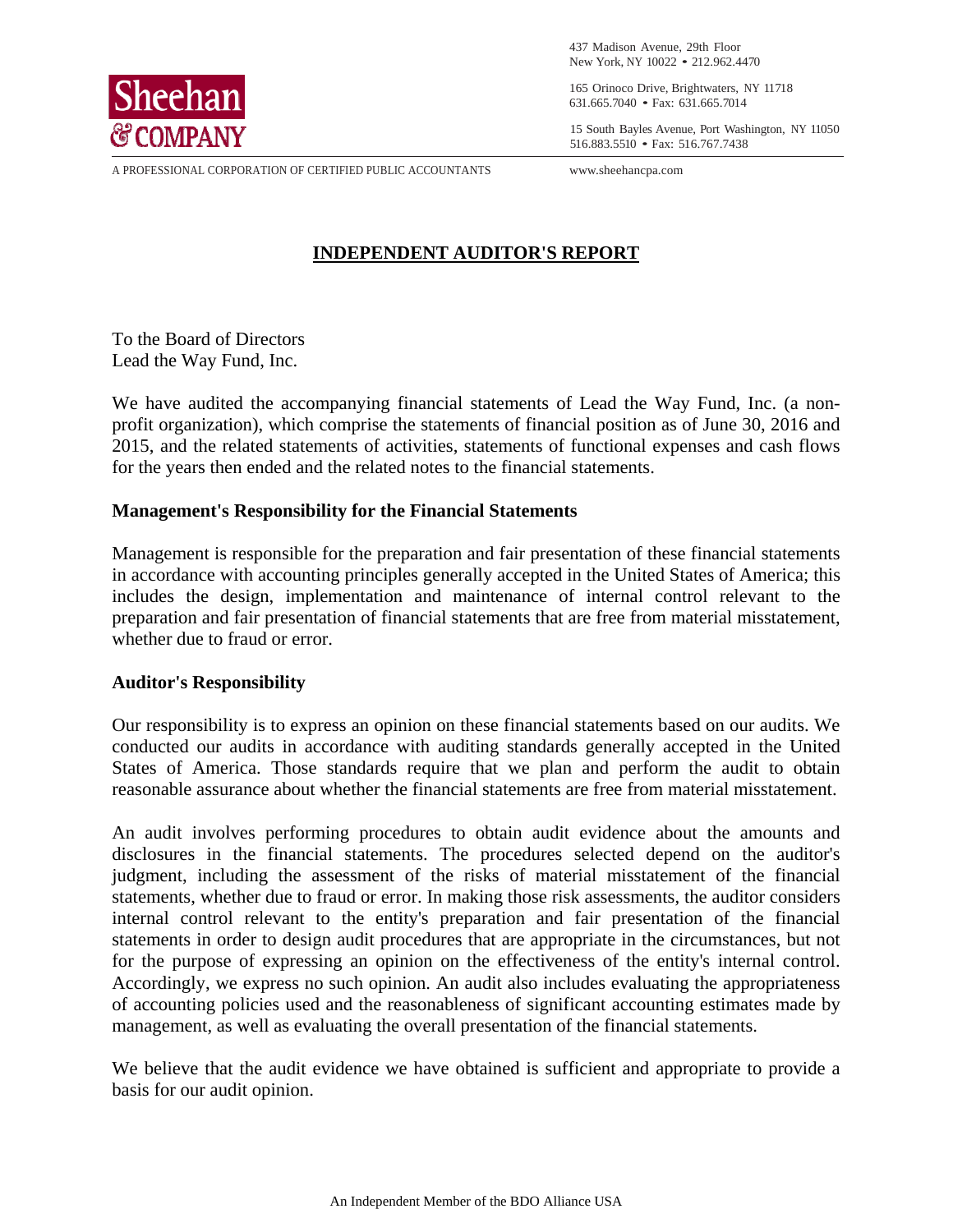Sheehan & COMPANY

A PROFESSIONAL CORPORATION OF CERTIFIED PUBLIC ACCOUNTANTS

437 Madison Avenue, 29th Floor
New York, NY 10022 • 212.962.4470

165 Orinoco Drive, Brightwaters, NY 11718
631.665.7040 • Fax: 631.665.7014

15 South Bayles Avenue, Port Washington, NY 11050
516.883.5510 • Fax: 516.767.7438

www.sheehancpa.com

# INDEPENDENT AUDITOR'S REPORT

To the Board of Directors
Lead the Way Fund, Inc.

We have audited the accompanying financial statements of Lead the Way Fund, Inc. (a non-profit organization), which comprise the statements of financial position as of June 30, 2016 and 2015, and the related statements of activities, statements of functional expenses and cash flows for the years then ended and the related notes to the financial statements.

## Management's Responsibility for the Financial Statements

Management is responsible for the preparation and fair presentation of these financial statements in accordance with accounting principles generally accepted in the United States of America; this includes the design, implementation and maintenance of internal control relevant to the preparation and fair presentation of financial statements that are free from material misstatement, whether due to fraud or error.

## Auditor's Responsibility

Our responsibility is to express an opinion on these financial statements based on our audits. We conducted our audits in accordance with auditing standards generally accepted in the United States of America. Those standards require that we plan and perform the audit to obtain reasonable assurance about whether the financial statements are free from material misstatement.

An audit involves performing procedures to obtain audit evidence about the amounts and disclosures in the financial statements. The procedures selected depend on the auditor's judgment, including the assessment of the risks of material misstatement of the financial statements, whether due to fraud or error. In making those risk assessments, the auditor considers internal control relevant to the entity's preparation and fair presentation of the financial statements in order to design audit procedures that are appropriate in the circumstances, but not for the purpose of expressing an opinion on the effectiveness of the entity's internal control. Accordingly, we express no such opinion. An audit also includes evaluating the appropriateness of accounting policies used and the reasonableness of significant accounting estimates made by management, as well as evaluating the overall presentation of the financial statements.

We believe that the audit evidence we have obtained is sufficient and appropriate to provide a basis for our audit opinion.

An Independent Member of the BDO Alliance USA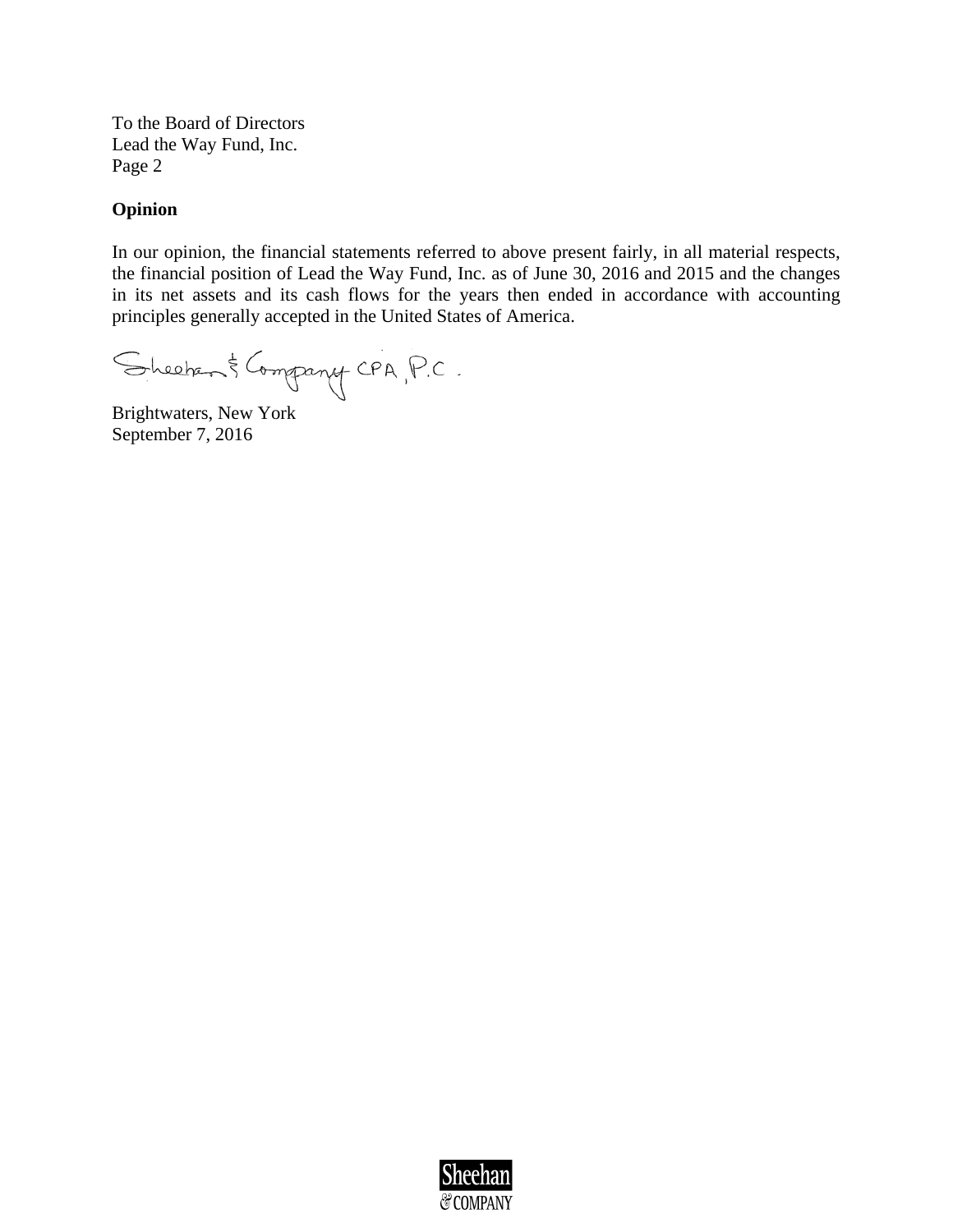To the Board of Directors
Lead the Way Fund, Inc.
Page 2

**Opinion**

In our opinion, the financial statements referred to above present fairly, in all material respects, the financial position of Lead the Way Fund, Inc. as of June 30, 2016 and 2015 and the changes in its net assets and its cash flows for the years then ended in accordance with accounting principles generally accepted in the United States of America.

Sheehan & Company CPA, P.C.

Brightwaters, New York
September 7, 2016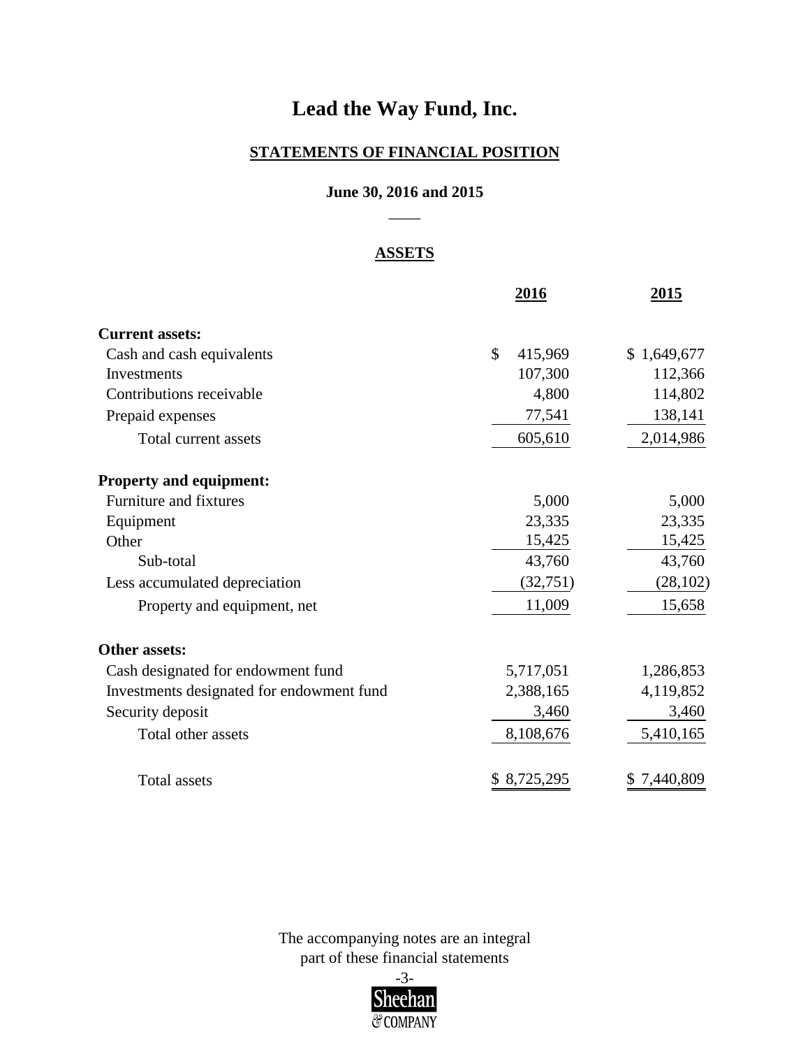# Lead the Way Fund, Inc.

## STATEMENTS OF FINANCIAL POSITION

### June 30, 2016 and 2015

### ASSETS

| | 2016 | 2015 |
|---|---|---|
| **Current assets:** | | |
| Cash and cash equivalents | $ 415,969 | $ 1,649,677 |
| Investments | 107,300 | 112,366 |
| Contributions receivable | 4,800 | 114,802 |
| Prepaid expenses | 77,541 | 138,141 |
| Total current assets | 605,610 | 2,014,986 |
| **Property and equipment:** | | |
| Furniture and fixtures | 5,000 | 5,000 |
| Equipment | 23,335 | 23,335 |
| Other | 15,425 | 15,425 |
| Sub-total | 43,760 | 43,760 |
| Less accumulated depreciation | (32,751) | (28,102) |
| Property and equipment, net | 11,009 | 15,658 |
| **Other assets:** | | |
| Cash designated for endowment fund | 5,717,051 | 1,286,853 |
| Investments designated for endowment fund | 2,388,165 | 4,119,852 |
| Security deposit | 3,460 | 3,460 |
| Total other assets | 8,108,676 | 5,410,165 |
| Total assets | $ 8,725,295 | $ 7,440,809 |

The accompanying notes are an integral part of these financial statements

Sheehan & COMPANY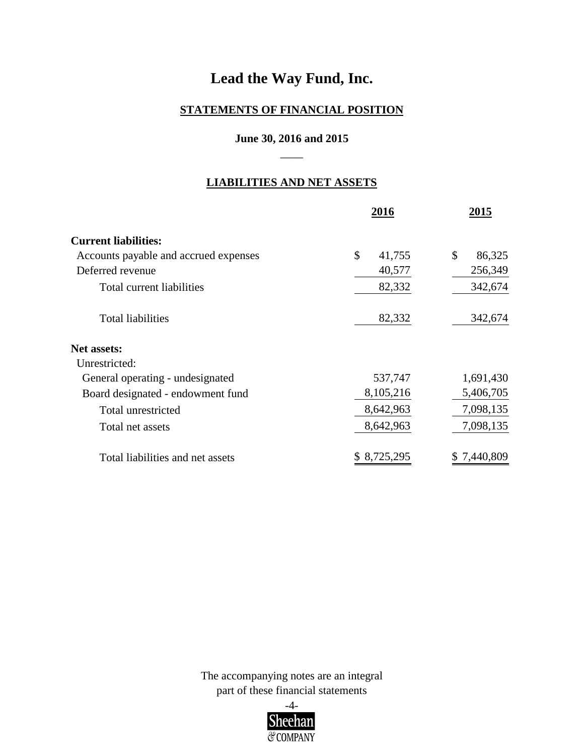# Lead the Way Fund, Inc.

## STATEMENTS OF FINANCIAL POSITION

**June 30, 2016 and 2015**

### LIABILITIES AND NET ASSETS

| | 2016 | 2015 |
|---|---|---|
| **Current liabilities:** | | |
| Accounts payable and accrued expenses | $ 41,755 | $ 86,325 |
| Deferred revenue | 40,577 | 256,349 |
| Total current liabilities | 82,332 | 342,674 |
| Total liabilities | 82,332 | 342,674 |
| **Net assets:** | | |
| Unrestricted: | | |
| General operating - undesignated | 537,747 | 1,691,430 |
| Board designated - endowment fund | 8,105,216 | 5,406,705 |
| Total unrestricted | 8,642,963 | 7,098,135 |
| Total net assets | 8,642,963 | 7,098,135 |
| Total liabilities and net assets | $ 8,725,295 | $ 7,440,809 |

The accompanying notes are an integral part of these financial statements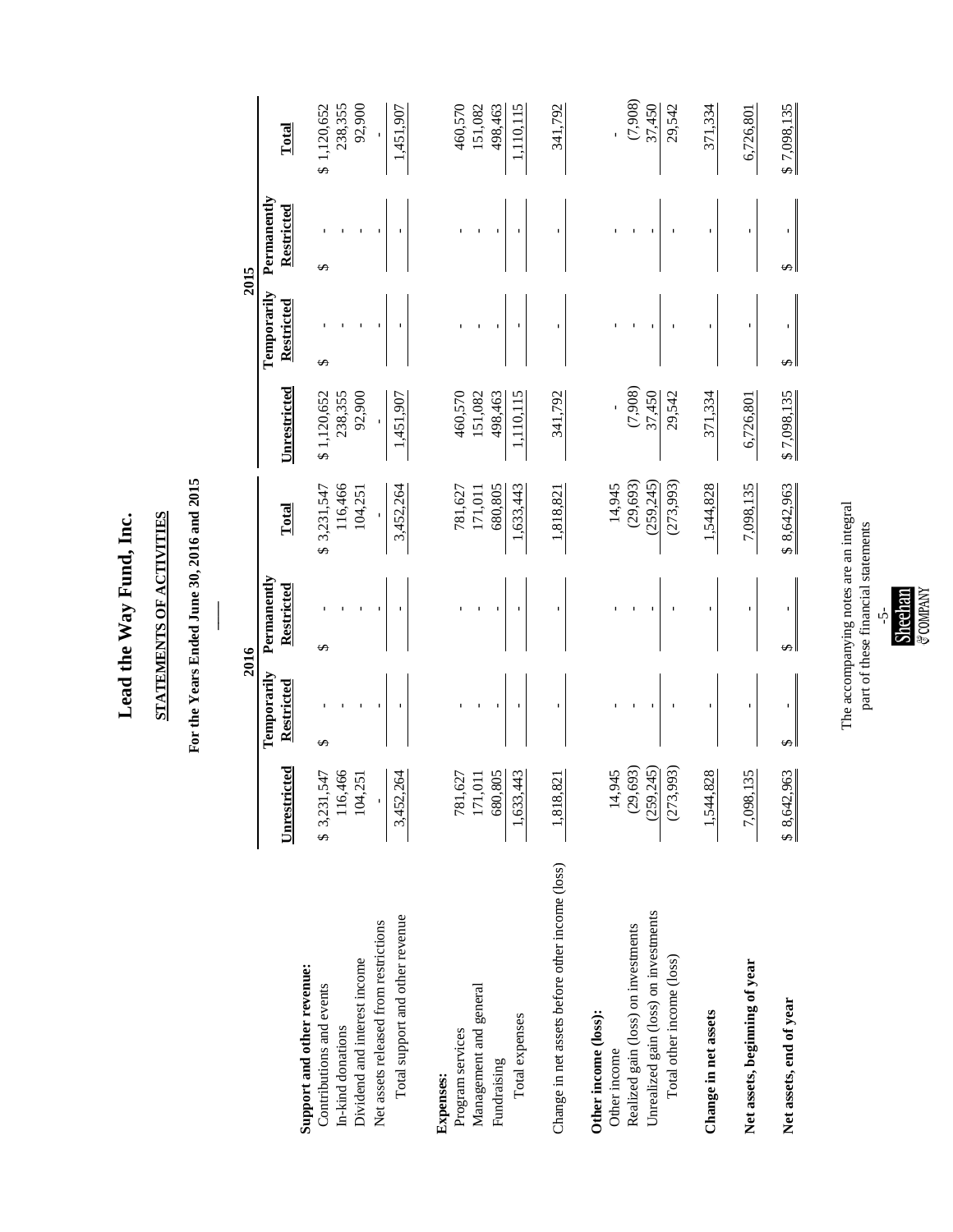# Lead the Way Fund, Inc.

## STATEMENTS OF ACTIVITIES

### For the Years Ended June 30, 2016 and 2015

| | 2016 | | | | 2015 | | | |
|---|---|---|---|---|---|---|---|---|
| | Unrestricted | Temporarily Restricted | Permanently Restricted | Total | Unrestricted | Temporarily Restricted | Permanently Restricted | Total |
| **Support and other revenue:** | | | | | | | | |
| Contributions and events | $ 3,231,547 | $ - | $ - | $ 3,231,547 | $ 1,120,652 | $ - | $ - | $ 1,120,652 |
| In-kind donations | 116,466 | - | - | 116,466 | 238,355 | - | - | 238,355 |
| Dividend and interest income | 104,251 | - | - | 104,251 | 92,900 | - | - | 92,900 |
| Net assets released from restrictions | - | - | - | - | - | - | - | - |
| Total support and other revenue | 3,452,264 | - | - | 3,452,264 | 1,451,907 | - | - | 1,451,907 |
| **Expenses:** | | | | | | | | |
| Program services | 781,627 | - | - | 781,627 | 460,570 | - | - | 460,570 |
| Management and general | 171,011 | - | - | 171,011 | 151,082 | - | - | 151,082 |
| Fundraising | 680,805 | - | - | 680,805 | 498,463 | - | - | 498,463 |
| Total expenses | 1,633,443 | - | - | 1,633,443 | 1,110,115 | - | - | 1,110,115 |
| Change in net assets before other income (loss) | 1,818,821 | - | - | 1,818,821 | 341,792 | - | - | 341,792 |
| **Other income (loss):** | | | | | | | | |
| Other income | 14,945 | - | - | 14,945 | - | - | - | - |
| Realized gain (loss) on investments | (29,693) | - | - | (29,693) | (7,908) | - | - | (7,908) |
| Unrealized gain (loss) on investments | (259,245) | - | - | (259,245) | 37,450 | - | - | 37,450 |
| Total other income (loss) | (273,993) | - | - | (273,993) | 29,542 | - | - | 29,542 |
| **Change in net assets** | 1,544,828 | - | - | 1,544,828 | 371,334 | - | - | 371,334 |
| **Net assets, beginning of year** | 7,098,135 | - | - | 7,098,135 | 6,726,801 | - | - | 6,726,801 |
| **Net assets, end of year** | $ 8,642,963 | $ - | $ - | $ 8,642,963 | $ 7,098,135 | $ - | $ - | $ 7,098,135 |

The accompanying notes are an integral part of these financial statements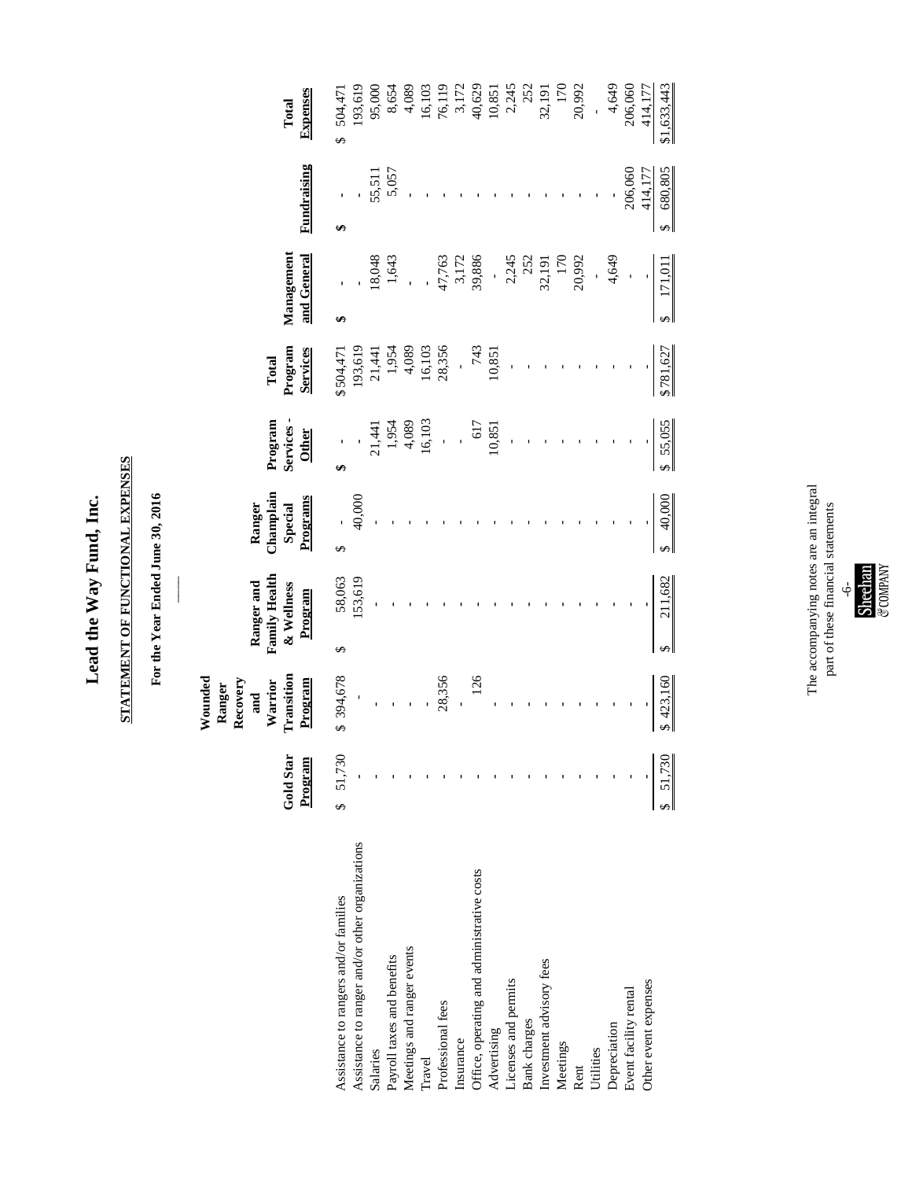# Lead the Way Fund, Inc.

## STATEMENT OF FUNCTIONAL EXPENSES

### For the Year Ended June 30, 2016

| | Gold Star Program | Wounded Ranger Recovery and Warrior Transition Program | Ranger and Family Health & Wellness Program | Ranger Champlain Special Programs | Program Services - Other | Total Program Services | Management and General | Fundraising | Total Expenses |
|---|---|---|---|---|---|---|---|---|---|
| Assistance to rangers and/or families | $ 51,730 | $ 394,678 | $ 58,063 | $ - | $ - | $504,471 | $ - | $ - | $ 504,471 |
| Assistance to ranger and/or other organizations | - | - | 153,619 | 40,000 | - | 193,619 | - | - | 193,619 |
| Salaries | - | - | - | - | 21,441 | 21,441 | 18,048 | 55,511 | 95,000 |
| Payroll taxes and benefits | - | - | - | - | 1,954 | 1,954 | 1,643 | 5,057 | 8,654 |
| Meetings and ranger events | - | - | - | - | 4,089 | 4,089 | - | - | 4,089 |
| Travel | - | - | - | - | 16,103 | 16,103 | - | - | 16,103 |
| Professional fees | - | 28,356 | - | - | - | 28,356 | 47,763 | - | 76,119 |
| Insurance | - | - | - | - | - | - | 3,172 | - | 3,172 |
| Office, operating and administrative costs | - | 126 | - | - | 617 | 743 | 39,886 | - | 40,629 |
| Advertising | - | - | - | - | 10,851 | 10,851 | - | - | 10,851 |
| Licenses and permits | - | - | - | - | - | - | 2,245 | - | 2,245 |
| Bank charges | - | - | - | - | - | - | 252 | - | 252 |
| Investment advisory fees | - | - | - | - | - | - | 32,191 | - | 32,191 |
| Meetings | - | - | - | - | - | - | 170 | - | 170 |
| Rent | - | - | - | - | - | - | 20,992 | - | 20,992 |
| Utilities | - | - | - | - | - | - | - | - | - |
| Depreciation | - | - | - | - | - | - | 4,649 | - | 4,649 |
| Event facility rental | - | - | - | - | - | - | - | 206,060 | 206,060 |
| Other event expenses | - | - | - | - | - | - | - | 414,177 | 414,177 |
| | $ 51,730 | $ 423,160 | $ 211,682 | $ 40,000 | $ 55,055 | $781,627 | $ 171,011 | $ 680,805 | $1,633,443 |

The accompanying notes are an integral part of these financial statements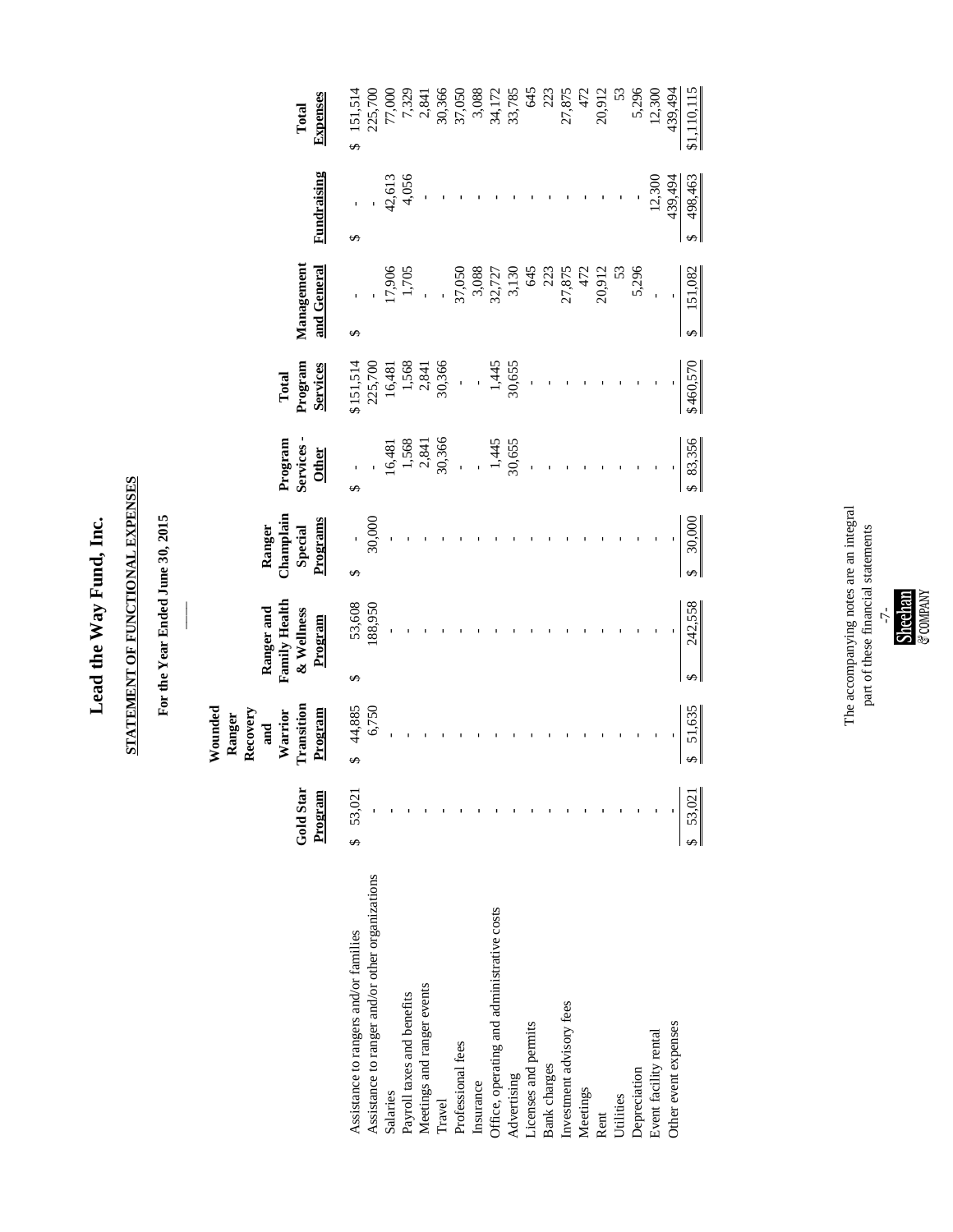# Lead the Way Fund, Inc.

## STATEMENT OF FUNCTIONAL EXPENSES

**For the Year Ended June 30, 2015**

| | Gold Star Program | Wounded Ranger Recovery and Warrior Transition Program | Ranger and Family Health & Wellness Program | Ranger Champlain Special Programs | Program Services - Other | Total Program Services | Management and General | Fundraising | Total Expenses |
|---|---|---|---|---|---|---|---|---|---|
| Assistance to rangers and/or families | $ 53,021 | $ 44,885 | $ 53,608 | $ - | $ - | $151,514 | $ - | $ - | $ 151,514 |
| Assistance to ranger and/or other organizations | - | 6,750 | 188,950 | 30,000 | - | 225,700 | - | - | 225,700 |
| Salaries | - | - | - | - | 16,481 | 16,481 | 17,906 | 42,613 | 77,000 |
| Payroll taxes and benefits | - | - | - | - | 1,568 | 1,568 | 1,705 | 4,056 | 7,329 |
| Meetings and ranger events | - | - | - | - | 2,841 | 2,841 | - | - | 2,841 |
| Travel | - | - | - | - | 30,366 | 30,366 | - | - | 30,366 |
| Professional fees | - | - | - | - | - | - | 37,050 | - | 37,050 |
| Insurance | - | - | - | - | - | - | 3,088 | - | 3,088 |
| Office, operating and administrative costs | - | - | - | - | 1,445 | 1,445 | 32,727 | - | 34,172 |
| Advertising | - | - | - | - | 30,655 | 30,655 | 3,130 | - | 33,785 |
| Licenses and permits | - | - | - | - | - | - | 645 | - | 645 |
| Bank charges | - | - | - | - | - | - | 223 | - | 223 |
| Investment advisory fees | - | - | - | - | - | - | 27,875 | - | 27,875 |
| Meetings | - | - | - | - | - | - | 472 | - | 472 |
| Rent | - | - | - | - | - | - | 20,912 | - | 20,912 |
| Utilities | - | - | - | - | - | - | 53 | - | 53 |
| Depreciation | - | - | - | - | - | - | 5,296 | - | 5,296 |
| Event facility rental | - | - | - | - | - | - | - | 12,300 | 12,300 |
| Other event expenses | - | - | - | - | - | - | - | 439,494 | 439,494 |
| | $ 53,021 | $ 51,635 | $ 242,558 | $ 30,000 | $ 83,356 | $460,570 | $ 151,082 | $ 498,463 | $1,110,115 |

The accompanying notes are an integral part of these financial statements

Sheehan & COMPANY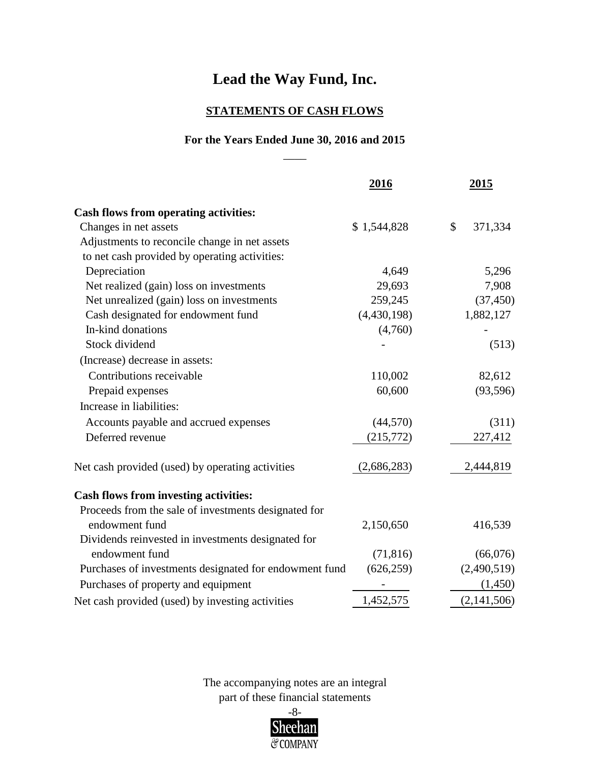# Lead the Way Fund, Inc.

## STATEMENTS OF CASH FLOWS

### For the Years Ended June 30, 2016 and 2015

| | 2016 | 2015 |
|---|---|---|
| **Cash flows from operating activities:** | | |
| Changes in net assets | $ 1,544,828 | $ 371,334 |
| Adjustments to reconcile change in net assets to net cash provided by operating activities: | | |
| Depreciation | 4,649 | 5,296 |
| Net realized (gain) loss on investments | 29,693 | 7,908 |
| Net unrealized (gain) loss on investments | 259,245 | (37,450) |
| Cash designated for endowment fund | (4,430,198) | 1,882,127 |
| In-kind donations | (4,760) | - |
| Stock dividend | - | (513) |
| (Increase) decrease in assets: | | |
| Contributions receivable | 110,002 | 82,612 |
| Prepaid expenses | 60,600 | (93,596) |
| Increase in liabilities: | | |
| Accounts payable and accrued expenses | (44,570) | (311) |
| Deferred revenue | (215,772) | 227,412 |
| Net cash provided (used) by operating activities | (2,686,283) | 2,444,819 |
| **Cash flows from investing activities:** | | |
| Proceeds from the sale of investments designated for endowment fund | 2,150,650 | 416,539 |
| Dividends reinvested in investments designated for endowment fund | (71,816) | (66,076) |
| Purchases of investments designated for endowment fund | (626,259) | (2,490,519) |
| Purchases of property and equipment | - | (1,450) |
| Net cash provided (used) by investing activities | 1,452,575 | (2,141,506) |

The accompanying notes are an integral part of these financial statements

Sheehan & COMPANY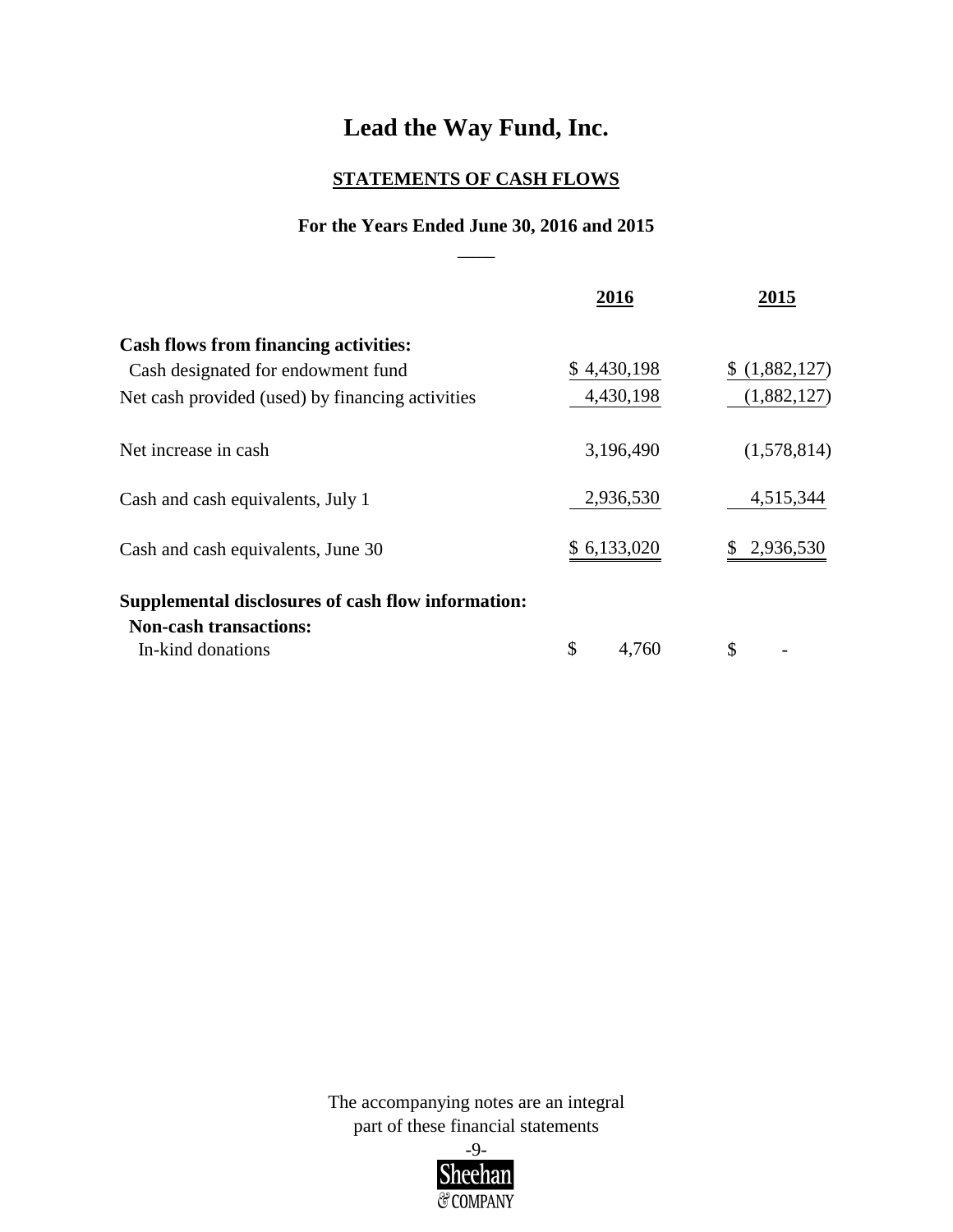# Lead the Way Fund, Inc.

## STATEMENTS OF CASH FLOWS

**For the Years Ended June 30, 2016 and 2015**

| | 2016 | 2015 |
|---|---|---|
| **Cash flows from financing activities:** | | |
| Cash designated for endowment fund | $ 4,430,198 | $ (1,882,127) |
| Net cash provided (used) by financing activities | 4,430,198 | (1,882,127) |
| Net increase in cash | 3,196,490 | (1,578,814) |
| Cash and cash equivalents, July 1 | 2,936,530 | 4,515,344 |
| Cash and cash equivalents, June 30 | $ 6,133,020 | $ 2,936,530 |
| **Supplemental disclosures of cash flow information:** | | |
| **Non-cash transactions:** | | |
| In-kind donations | $ 4,760 | $ - |

The accompanying notes are an integral part of these financial statements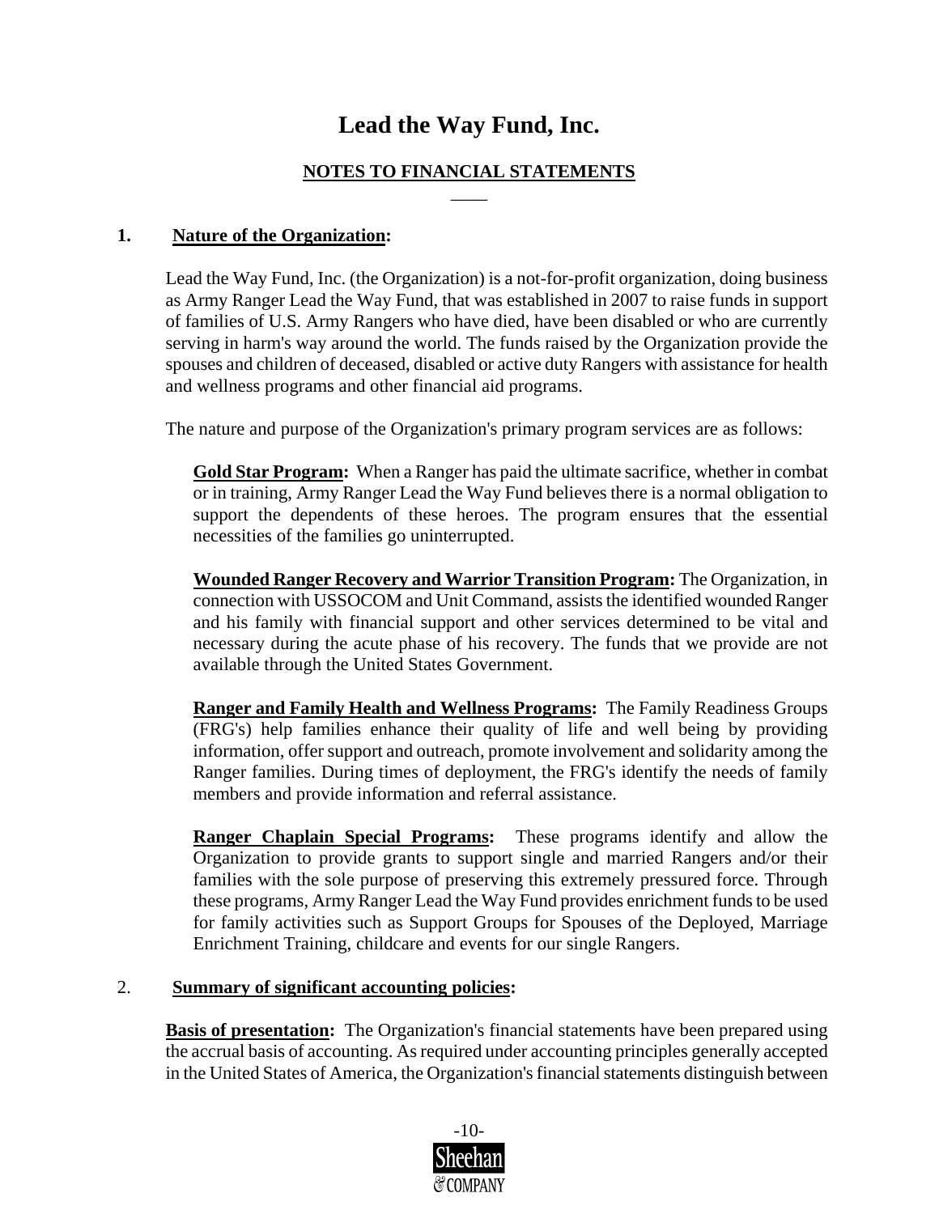# Lead the Way Fund, Inc.

## NOTES TO FINANCIAL STATEMENTS

**1. Nature of the Organization:**

Lead the Way Fund, Inc. (the Organization) is a not-for-profit organization, doing business as Army Ranger Lead the Way Fund, that was established in 2007 to raise funds in support of families of U.S. Army Rangers who have died, have been disabled or who are currently serving in harm's way around the world. The funds raised by the Organization provide the spouses and children of deceased, disabled or active duty Rangers with assistance for health and wellness programs and other financial aid programs.

The nature and purpose of the Organization's primary program services are as follows:

**Gold Star Program:** When a Ranger has paid the ultimate sacrifice, whether in combat or in training, Army Ranger Lead the Way Fund believes there is a normal obligation to support the dependents of these heroes. The program ensures that the essential necessities of the families go uninterrupted.

**Wounded Ranger Recovery and Warrior Transition Program:** The Organization, in connection with USSOCOM and Unit Command, assists the identified wounded Ranger and his family with financial support and other services determined to be vital and necessary during the acute phase of his recovery. The funds that we provide are not available through the United States Government.

**Ranger and Family Health and Wellness Programs:** The Family Readiness Groups (FRG's) help families enhance their quality of life and well being by providing information, offer support and outreach, promote involvement and solidarity among the Ranger families. During times of deployment, the FRG's identify the needs of family members and provide information and referral assistance.

**Ranger Chaplain Special Programs:** These programs identify and allow the Organization to provide grants to support single and married Rangers and/or their families with the sole purpose of preserving this extremely pressured force. Through these programs, Army Ranger Lead the Way Fund provides enrichment funds to be used for family activities such as Support Groups for Spouses of the Deployed, Marriage Enrichment Training, childcare and events for our single Rangers.

**2. Summary of significant accounting policies:**

**Basis of presentation:** The Organization's financial statements have been prepared using the accrual basis of accounting. As required under accounting principles generally accepted in the United States of America, the Organization's financial statements distinguish between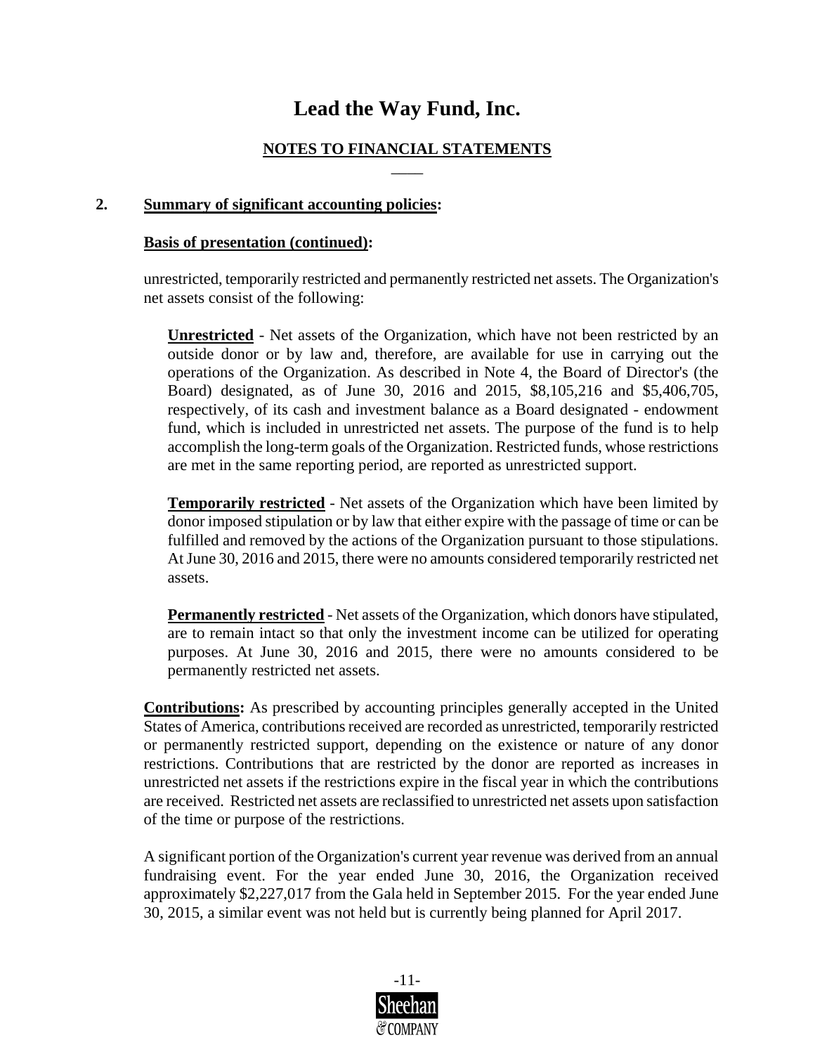# Lead the Way Fund, Inc.

## NOTES TO FINANCIAL STATEMENTS

### 2. Summary of significant accounting policies:

**Basis of presentation (continued):**

unrestricted, temporarily restricted and permanently restricted net assets. The Organization's net assets consist of the following:

**Unrestricted** - Net assets of the Organization, which have not been restricted by an outside donor or by law and, therefore, are available for use in carrying out the operations of the Organization. As described in Note 4, the Board of Director's (the Board) designated, as of June 30, 2016 and 2015, $8,105,216 and $5,406,705, respectively, of its cash and investment balance as a Board designated - endowment fund, which is included in unrestricted net assets. The purpose of the fund is to help accomplish the long-term goals of the Organization. Restricted funds, whose restrictions are met in the same reporting period, are reported as unrestricted support.

**Temporarily restricted** - Net assets of the Organization which have been limited by donor imposed stipulation or by law that either expire with the passage of time or can be fulfilled and removed by the actions of the Organization pursuant to those stipulations. At June 30, 2016 and 2015, there were no amounts considered temporarily restricted net assets.

**Permanently restricted** - Net assets of the Organization, which donors have stipulated, are to remain intact so that only the investment income can be utilized for operating purposes. At June 30, 2016 and 2015, there were no amounts considered to be permanently restricted net assets.

**Contributions:** As prescribed by accounting principles generally accepted in the United States of America, contributions received are recorded as unrestricted, temporarily restricted or permanently restricted support, depending on the existence or nature of any donor restrictions. Contributions that are restricted by the donor are reported as increases in unrestricted net assets if the restrictions expire in the fiscal year in which the contributions are received. Restricted net assets are reclassified to unrestricted net assets upon satisfaction of the time or purpose of the restrictions.

A significant portion of the Organization's current year revenue was derived from an annual fundraising event. For the year ended June 30, 2016, the Organization received approximately $2,227,017 from the Gala held in September 2015. For the year ended June 30, 2015, a similar event was not held but is currently being planned for April 2017.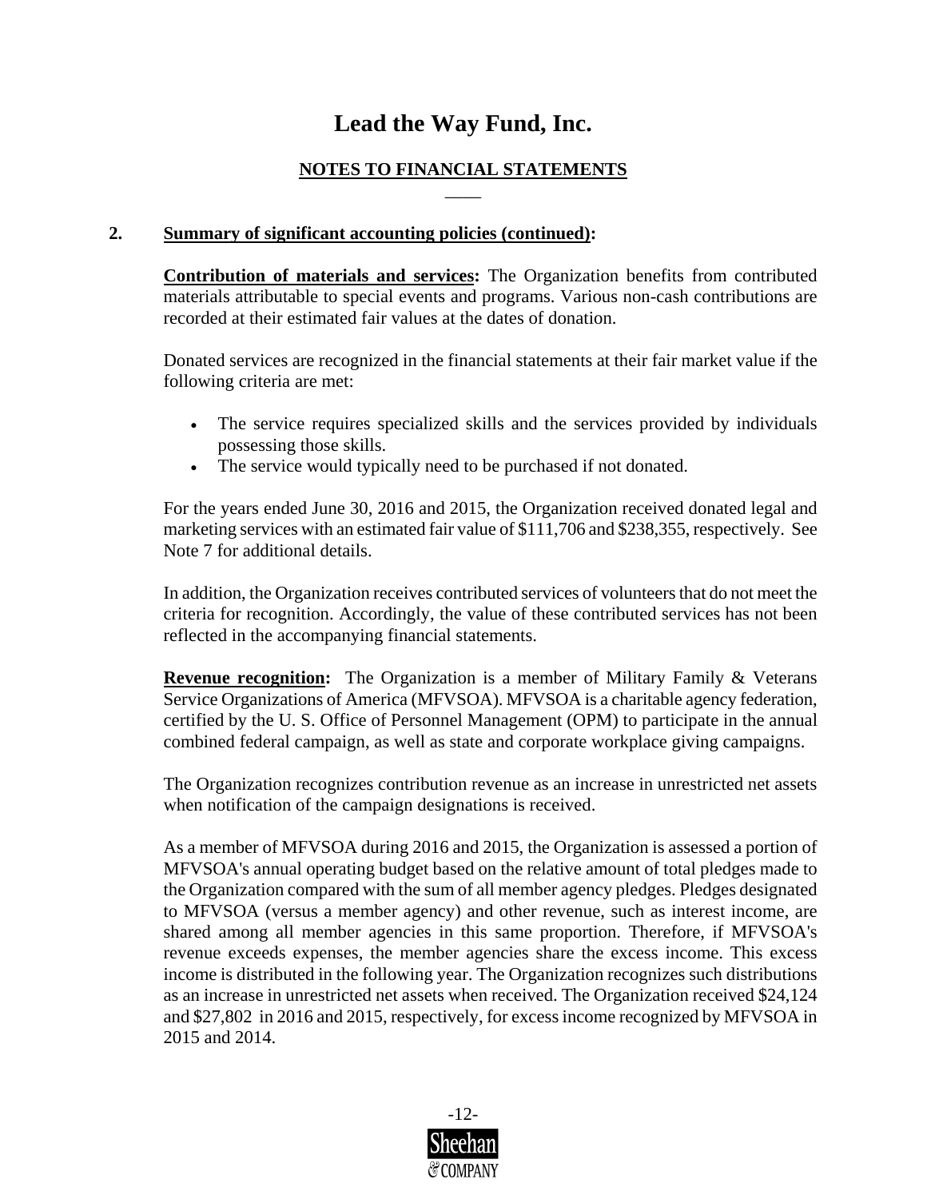# Lead the Way Fund, Inc.

## NOTES TO FINANCIAL STATEMENTS

**2. Summary of significant accounting policies (continued):**

**Contribution of materials and services:** The Organization benefits from contributed materials attributable to special events and programs. Various non-cash contributions are recorded at their estimated fair values at the dates of donation.

Donated services are recognized in the financial statements at their fair market value if the following criteria are met:

- The service requires specialized skills and the services provided by individuals possessing those skills.
- The service would typically need to be purchased if not donated.

For the years ended June 30, 2016 and 2015, the Organization received donated legal and marketing services with an estimated fair value of $111,706 and $238,355, respectively. See Note 7 for additional details.

In addition, the Organization receives contributed services of volunteers that do not meet the criteria for recognition. Accordingly, the value of these contributed services has not been reflected in the accompanying financial statements.

**Revenue recognition:** The Organization is a member of Military Family & Veterans Service Organizations of America (MFVSOA). MFVSOA is a charitable agency federation, certified by the U. S. Office of Personnel Management (OPM) to participate in the annual combined federal campaign, as well as state and corporate workplace giving campaigns.

The Organization recognizes contribution revenue as an increase in unrestricted net assets when notification of the campaign designations is received.

As a member of MFVSOA during 2016 and 2015, the Organization is assessed a portion of MFVSOA's annual operating budget based on the relative amount of total pledges made to the Organization compared with the sum of all member agency pledges. Pledges designated to MFVSOA (versus a member agency) and other revenue, such as interest income, are shared among all member agencies in this same proportion. Therefore, if MFVSOA's revenue exceeds expenses, the member agencies share the excess income. This excess income is distributed in the following year. The Organization recognizes such distributions as an increase in unrestricted net assets when received. The Organization received $24,124 and $27,802 in 2016 and 2015, respectively, for excess income recognized by MFVSOA in 2015 and 2014.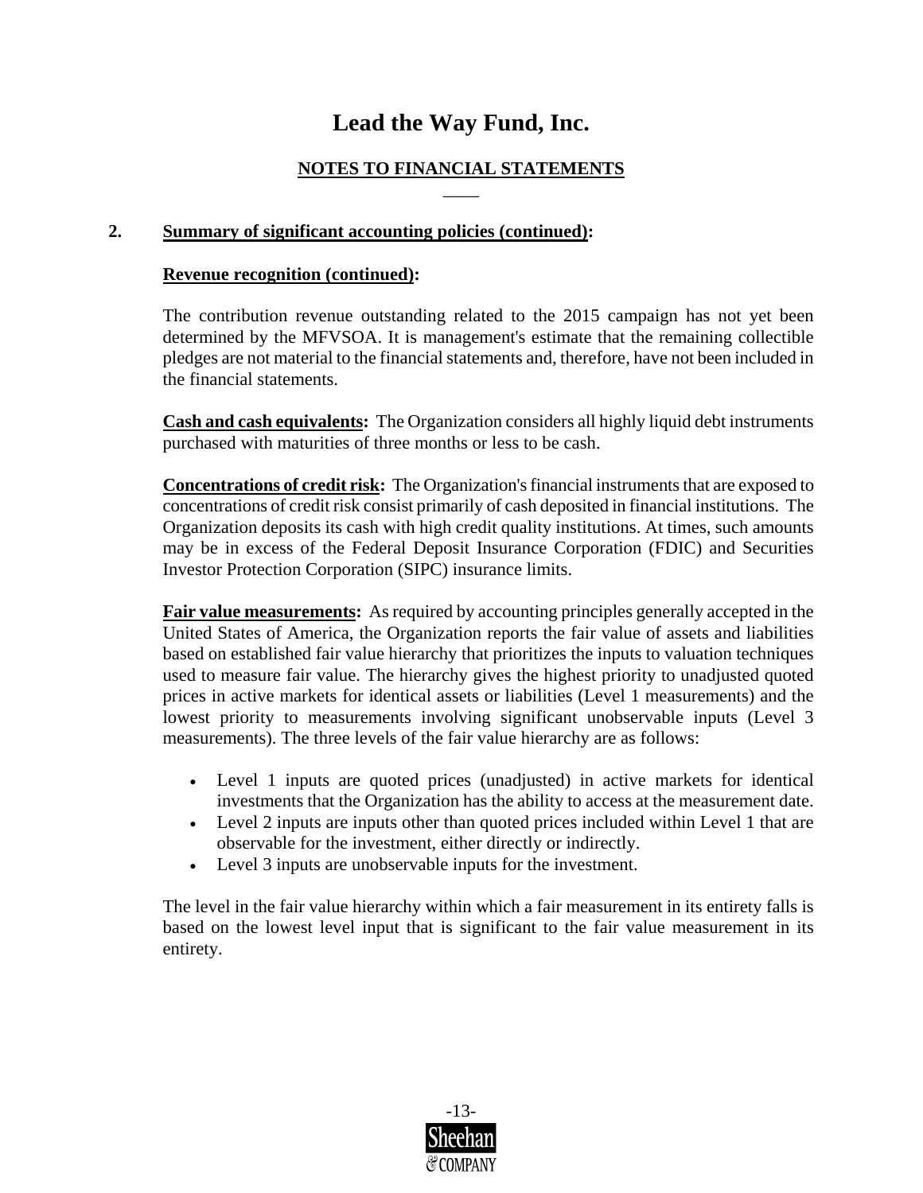# Lead the Way Fund, Inc.

## NOTES TO FINANCIAL STATEMENTS

**2. Summary of significant accounting policies (continued):**

**Revenue recognition (continued):**

The contribution revenue outstanding related to the 2015 campaign has not yet been determined by the MFVSOA. It is management's estimate that the remaining collectible pledges are not material to the financial statements and, therefore, have not been included in the financial statements.

**Cash and cash equivalents:** The Organization considers all highly liquid debt instruments purchased with maturities of three months or less to be cash.

**Concentrations of credit risk:** The Organization's financial instruments that are exposed to concentrations of credit risk consist primarily of cash deposited in financial institutions. The Organization deposits its cash with high credit quality institutions. At times, such amounts may be in excess of the Federal Deposit Insurance Corporation (FDIC) and Securities Investor Protection Corporation (SIPC) insurance limits.

**Fair value measurements:** As required by accounting principles generally accepted in the United States of America, the Organization reports the fair value of assets and liabilities based on established fair value hierarchy that prioritizes the inputs to valuation techniques used to measure fair value. The hierarchy gives the highest priority to unadjusted quoted prices in active markets for identical assets or liabilities (Level 1 measurements) and the lowest priority to measurements involving significant unobservable inputs (Level 3 measurements). The three levels of the fair value hierarchy are as follows:

- Level 1 inputs are quoted prices (unadjusted) in active markets for identical investments that the Organization has the ability to access at the measurement date.
- Level 2 inputs are inputs other than quoted prices included within Level 1 that are observable for the investment, either directly or indirectly.
- Level 3 inputs are unobservable inputs for the investment.

The level in the fair value hierarchy within which a fair measurement in its entirety falls is based on the lowest level input that is significant to the fair value measurement in its entirety.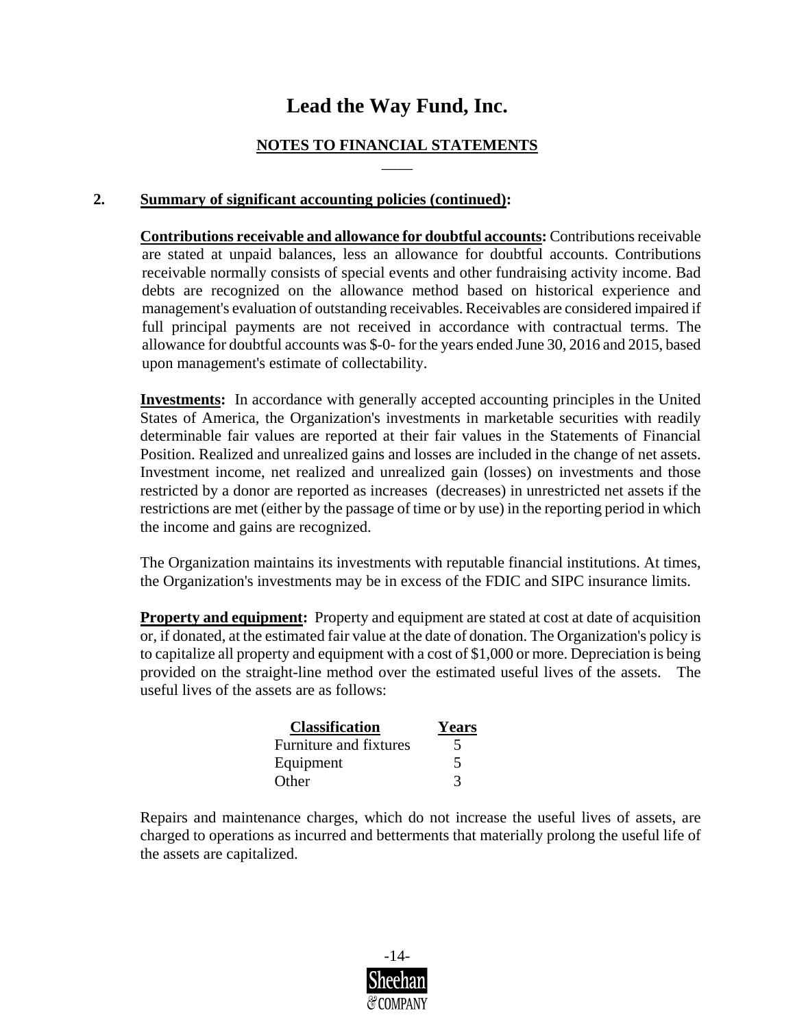# Lead the Way Fund, Inc.

## NOTES TO FINANCIAL STATEMENTS

**2. Summary of significant accounting policies (continued):**

**Contributions receivable and allowance for doubtful accounts:** Contributions receivable are stated at unpaid balances, less an allowance for doubtful accounts. Contributions receivable normally consists of special events and other fundraising activity income. Bad debts are recognized on the allowance method based on historical experience and management's evaluation of outstanding receivables. Receivables are considered impaired if full principal payments are not received in accordance with contractual terms. The allowance for doubtful accounts was $-0- for the years ended June 30, 2016 and 2015, based upon management's estimate of collectability.

**Investments:** In accordance with generally accepted accounting principles in the United States of America, the Organization's investments in marketable securities with readily determinable fair values are reported at their fair values in the Statements of Financial Position. Realized and unrealized gains and losses are included in the change of net assets. Investment income, net realized and unrealized gain (losses) on investments and those restricted by a donor are reported as increases (decreases) in unrestricted net assets if the restrictions are met (either by the passage of time or by use) in the reporting period in which the income and gains are recognized.

The Organization maintains its investments with reputable financial institutions. At times, the Organization's investments may be in excess of the FDIC and SIPC insurance limits.

**Property and equipment:** Property and equipment are stated at cost at date of acquisition or, if donated, at the estimated fair value at the date of donation. The Organization's policy is to capitalize all property and equipment with a cost of $1,000 or more. Depreciation is being provided on the straight-line method over the estimated useful lives of the assets. The useful lives of the assets are as follows:

| Classification | Years |
|---|---|
| Furniture and fixtures | 5 |
| Equipment | 5 |
| Other | 3 |

Repairs and maintenance charges, which do not increase the useful lives of assets, are charged to operations as incurred and betterments that materially prolong the useful life of the assets are capitalized.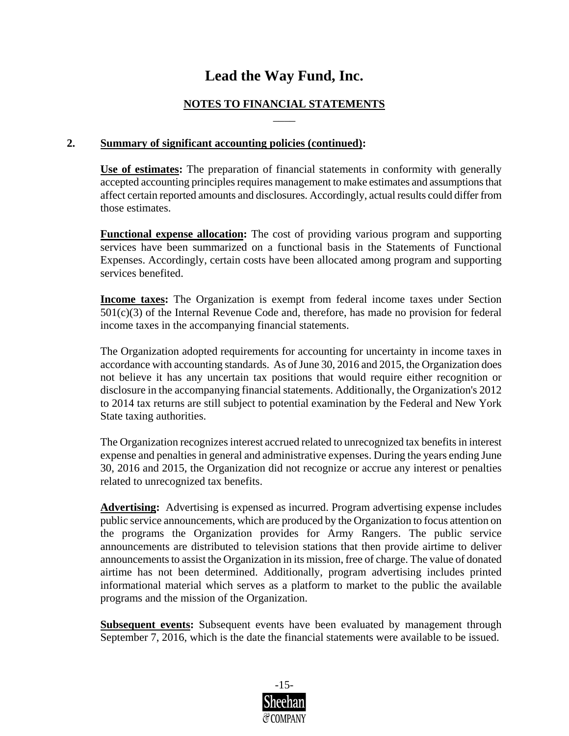# Lead the Way Fund, Inc.

## NOTES TO FINANCIAL STATEMENTS

### 2. Summary of significant accounting policies (continued):

**Use of estimates:** The preparation of financial statements in conformity with generally accepted accounting principles requires management to make estimates and assumptions that affect certain reported amounts and disclosures. Accordingly, actual results could differ from those estimates.

**Functional expense allocation:** The cost of providing various program and supporting services have been summarized on a functional basis in the Statements of Functional Expenses. Accordingly, certain costs have been allocated among program and supporting services benefited.

**Income taxes:** The Organization is exempt from federal income taxes under Section 501(c)(3) of the Internal Revenue Code and, therefore, has made no provision for federal income taxes in the accompanying financial statements.

The Organization adopted requirements for accounting for uncertainty in income taxes in accordance with accounting standards. As of June 30, 2016 and 2015, the Organization does not believe it has any uncertain tax positions that would require either recognition or disclosure in the accompanying financial statements. Additionally, the Organization's 2012 to 2014 tax returns are still subject to potential examination by the Federal and New York State taxing authorities.

The Organization recognizes interest accrued related to unrecognized tax benefits in interest expense and penalties in general and administrative expenses. During the years ending June 30, 2016 and 2015, the Organization did not recognize or accrue any interest or penalties related to unrecognized tax benefits.

**Advertising:** Advertising is expensed as incurred. Program advertising expense includes public service announcements, which are produced by the Organization to focus attention on the programs the Organization provides for Army Rangers. The public service announcements are distributed to television stations that then provide airtime to deliver announcements to assist the Organization in its mission, free of charge. The value of donated airtime has not been determined. Additionally, program advertising includes printed informational material which serves as a platform to market to the public the available programs and the mission of the Organization.

**Subsequent events:** Subsequent events have been evaluated by management through September 7, 2016, which is the date the financial statements were available to be issued.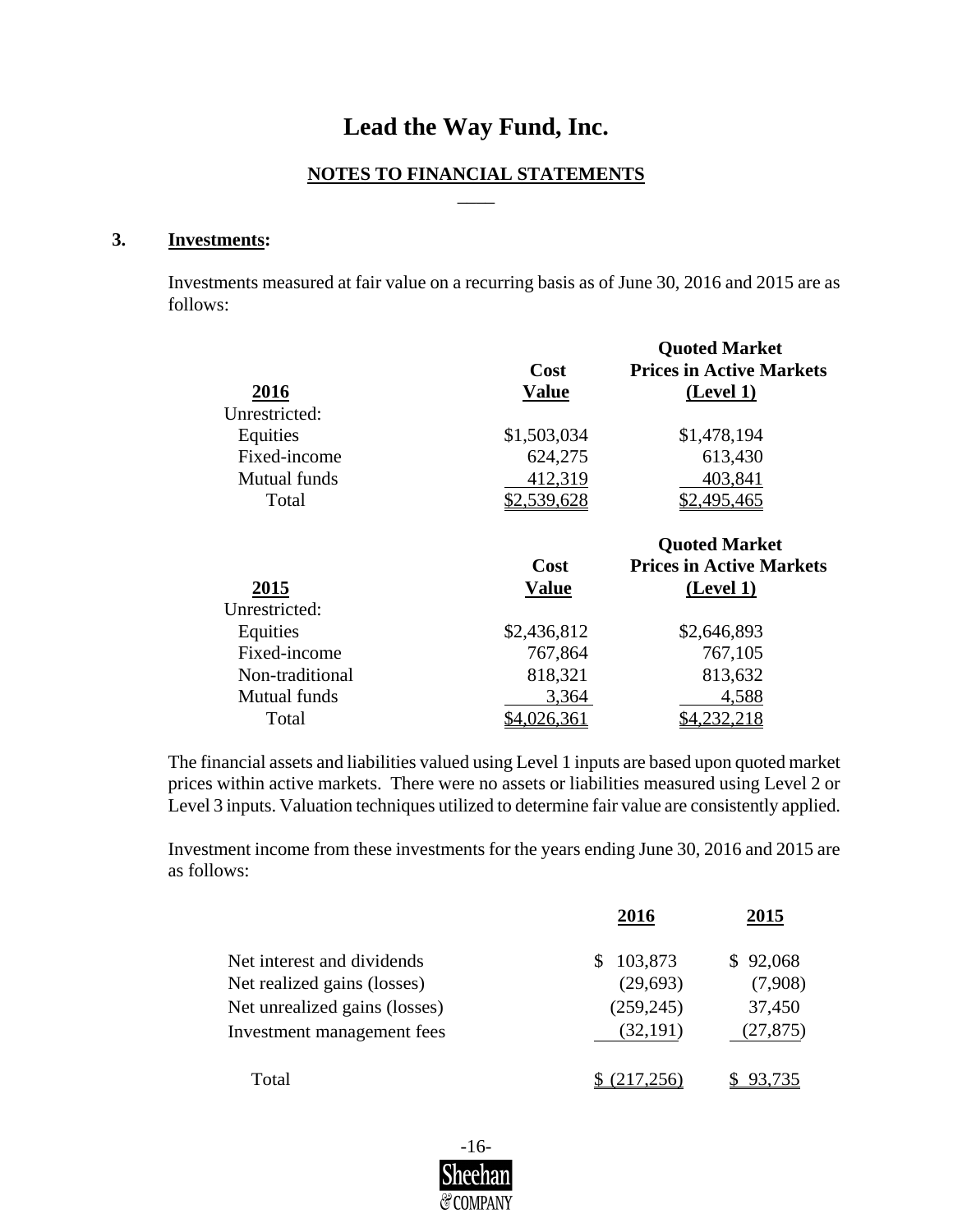# Lead the Way Fund, Inc.

## NOTES TO FINANCIAL STATEMENTS

### 3. Investments:

Investments measured at fair value on a recurring basis as of June 30, 2016 and 2015 are as follows:

| 2016 | Cost Value | Quoted Market Prices in Active Markets (Level 1) |
|---|---|---|
| Unrestricted: | | |
| Equities | $1,503,034 | $1,478,194 |
| Fixed-income | 624,275 | 613,430 |
| Mutual funds | 412,319 | 403,841 |
| Total | $2,539,628 | $2,495,465 |

| 2015 | Cost Value | Quoted Market Prices in Active Markets (Level 1) |
|---|---|---|
| Unrestricted: | | |
| Equities | $2,436,812 | $2,646,893 |
| Fixed-income | 767,864 | 767,105 |
| Non-traditional | 818,321 | 813,632 |
| Mutual funds | 3,364 | 4,588 |
| Total | $4,026,361 | $4,232,218 |

The financial assets and liabilities valued using Level 1 inputs are based upon quoted market prices within active markets. There were no assets or liabilities measured using Level 2 or Level 3 inputs. Valuation techniques utilized to determine fair value are consistently applied.

Investment income from these investments for the years ending June 30, 2016 and 2015 are as follows:

| | 2016 | 2015 |
|---|---|---|
| Net interest and dividends | $ 103,873 | $ 92,068 |
| Net realized gains (losses) | (29,693) | (7,908) |
| Net unrealized gains (losses) | (259,245) | 37,450 |
| Investment management fees | (32,191) | (27,875) |
| Total | $ (217,256) | $ 93,735 |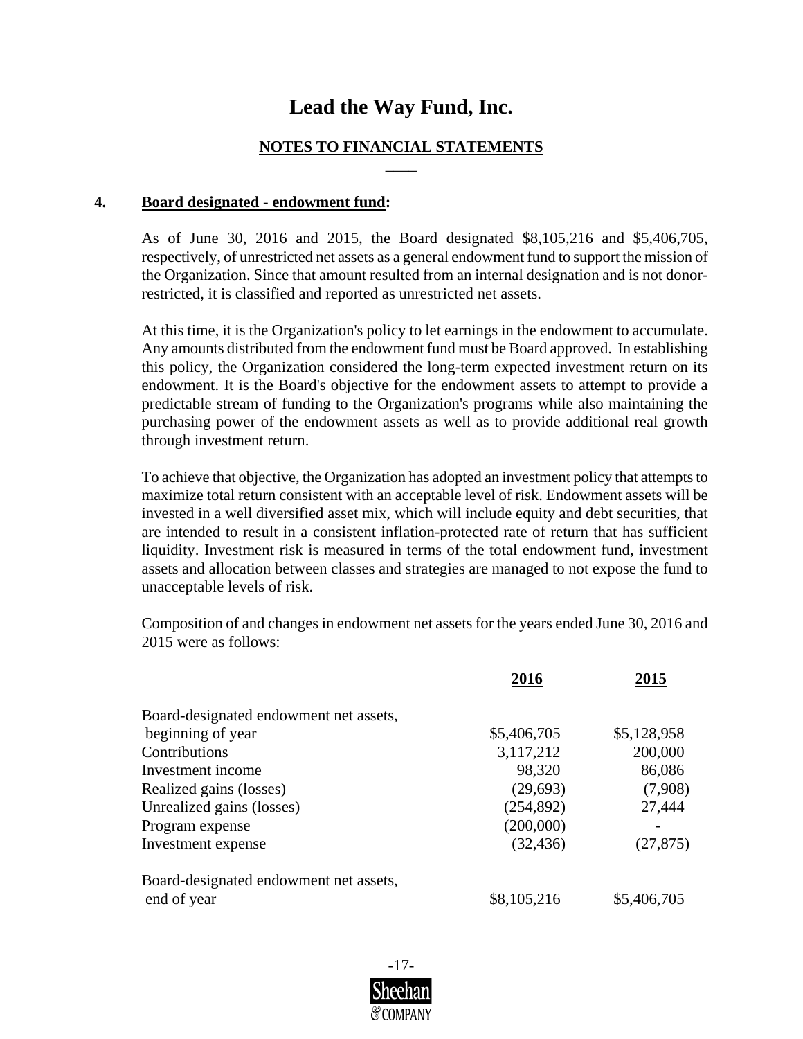# Lead the Way Fund, Inc.

## NOTES TO FINANCIAL STATEMENTS

### 4. Board designated - endowment fund:

As of June 30, 2016 and 2015, the Board designated $8,105,216 and $5,406,705, respectively, of unrestricted net assets as a general endowment fund to support the mission of the Organization. Since that amount resulted from an internal designation and is not donor-restricted, it is classified and reported as unrestricted net assets.

At this time, it is the Organization's policy to let earnings in the endowment to accumulate. Any amounts distributed from the endowment fund must be Board approved. In establishing this policy, the Organization considered the long-term expected investment return on its endowment. It is the Board's objective for the endowment assets to attempt to provide a predictable stream of funding to the Organization's programs while also maintaining the purchasing power of the endowment assets as well as to provide additional real growth through investment return.

To achieve that objective, the Organization has adopted an investment policy that attempts to maximize total return consistent with an acceptable level of risk. Endowment assets will be invested in a well diversified asset mix, which will include equity and debt securities, that are intended to result in a consistent inflation-protected rate of return that has sufficient liquidity. Investment risk is measured in terms of the total endowment fund, investment assets and allocation between classes and strategies are managed to not expose the fund to unacceptable levels of risk.

Composition of and changes in endowment net assets for the years ended June 30, 2016 and 2015 were as follows:

| | 2016 | 2015 |
|---|---|---|
| Board-designated endowment net assets, beginning of year | $5,406,705 | $5,128,958 |
| Contributions | 3,117,212 | 200,000 |
| Investment income | 98,320 | 86,086 |
| Realized gains (losses) | (29,693) | (7,908) |
| Unrealized gains (losses) | (254,892) | 27,444 |
| Program expense | (200,000) | - |
| Investment expense | (32,436) | (27,875) |
| Board-designated endowment net assets, end of year | $8,105,216 | $5,406,705 |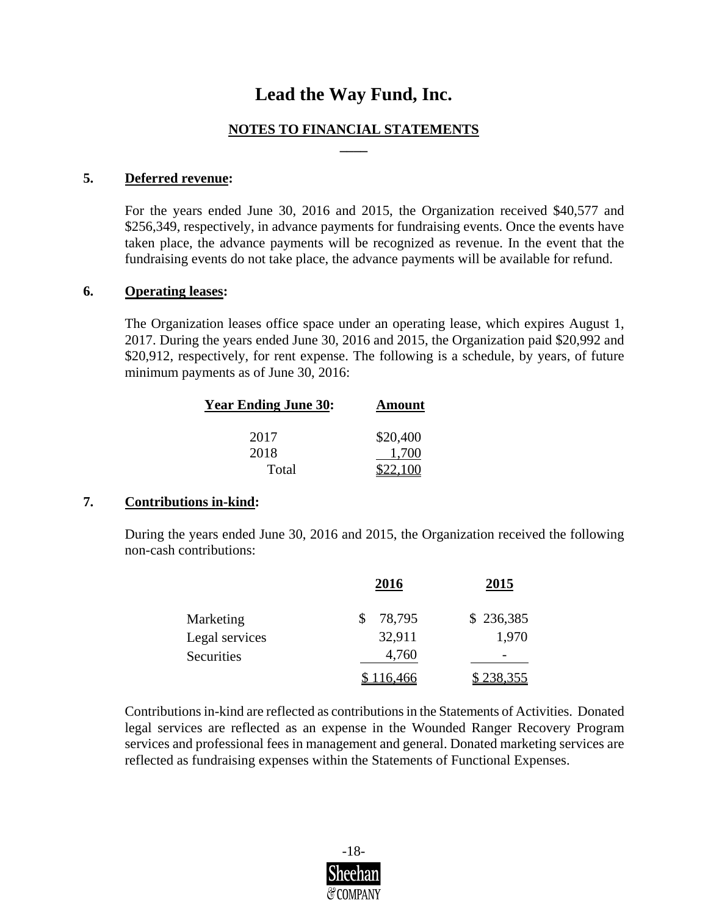# Lead the Way Fund, Inc.

## NOTES TO FINANCIAL STATEMENTS

### 5. Deferred revenue:

For the years ended June 30, 2016 and 2015, the Organization received $40,577 and $256,349, respectively, in advance payments for fundraising events. Once the events have taken place, the advance payments will be recognized as revenue. In the event that the fundraising events do not take place, the advance payments will be available for refund.

### 6. Operating leases:

The Organization leases office space under an operating lease, which expires August 1, 2017. During the years ended June 30, 2016 and 2015, the Organization paid $20,992 and $20,912, respectively, for rent expense. The following is a schedule, by years, of future minimum payments as of June 30, 2016:

| Year Ending June 30: | Amount |
|---|---|
| 2017 | $20,400 |
| 2018 | 1,700 |
| Total | $22,100 |

### 7. Contributions in-kind:

During the years ended June 30, 2016 and 2015, the Organization received the following non-cash contributions:

| | 2016 | 2015 |
|---|---|---|
| Marketing | $ 78,795 | $ 236,385 |
| Legal services | 32,911 | 1,970 |
| Securities | 4,760 | - |
| | $ 116,466 | $ 238,355 |

Contributions in-kind are reflected as contributions in the Statements of Activities. Donated legal services are reflected as an expense in the Wounded Ranger Recovery Program services and professional fees in management and general. Donated marketing services are reflected as fundraising expenses within the Statements of Functional Expenses.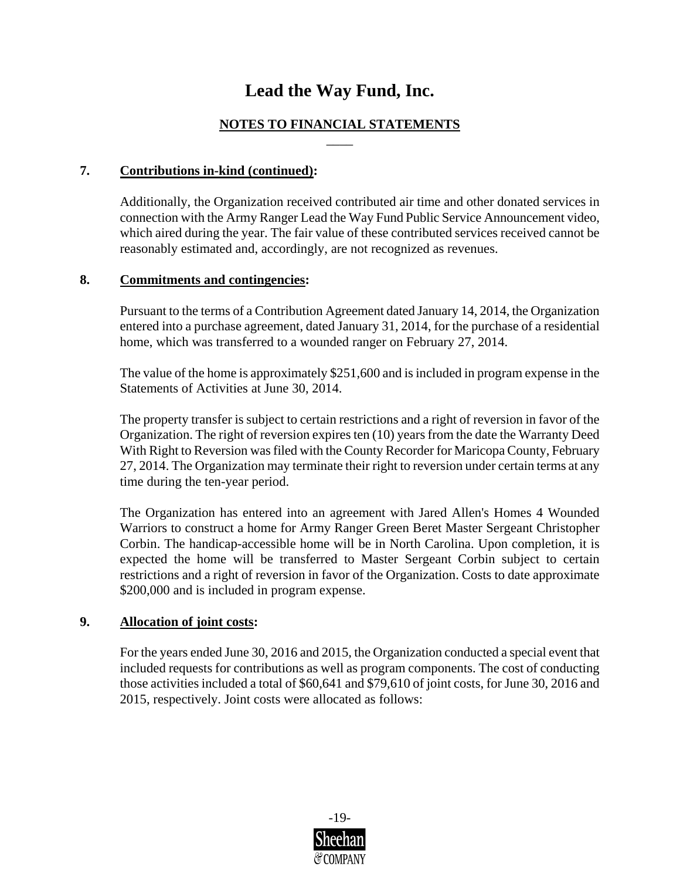# Lead the Way Fund, Inc.

## NOTES TO FINANCIAL STATEMENTS

**7. Contributions in-kind (continued):**

Additionally, the Organization received contributed air time and other donated services in connection with the Army Ranger Lead the Way Fund Public Service Announcement video, which aired during the year. The fair value of these contributed services received cannot be reasonably estimated and, accordingly, are not recognized as revenues.

**8. Commitments and contingencies:**

Pursuant to the terms of a Contribution Agreement dated January 14, 2014, the Organization entered into a purchase agreement, dated January 31, 2014, for the purchase of a residential home, which was transferred to a wounded ranger on February 27, 2014.

The value of the home is approximately $251,600 and is included in program expense in the Statements of Activities at June 30, 2014.

The property transfer is subject to certain restrictions and a right of reversion in favor of the Organization. The right of reversion expires ten (10) years from the date the Warranty Deed With Right to Reversion was filed with the County Recorder for Maricopa County, February 27, 2014. The Organization may terminate their right to reversion under certain terms at any time during the ten-year period.

The Organization has entered into an agreement with Jared Allen's Homes 4 Wounded Warriors to construct a home for Army Ranger Green Beret Master Sergeant Christopher Corbin. The handicap-accessible home will be in North Carolina. Upon completion, it is expected the home will be transferred to Master Sergeant Corbin subject to certain restrictions and a right of reversion in favor of the Organization. Costs to date approximate $200,000 and is included in program expense.

**9. Allocation of joint costs:**

For the years ended June 30, 2016 and 2015, the Organization conducted a special event that included requests for contributions as well as program components. The cost of conducting those activities included a total of $60,641 and $79,610 of joint costs, for June 30, 2016 and 2015, respectively. Joint costs were allocated as follows: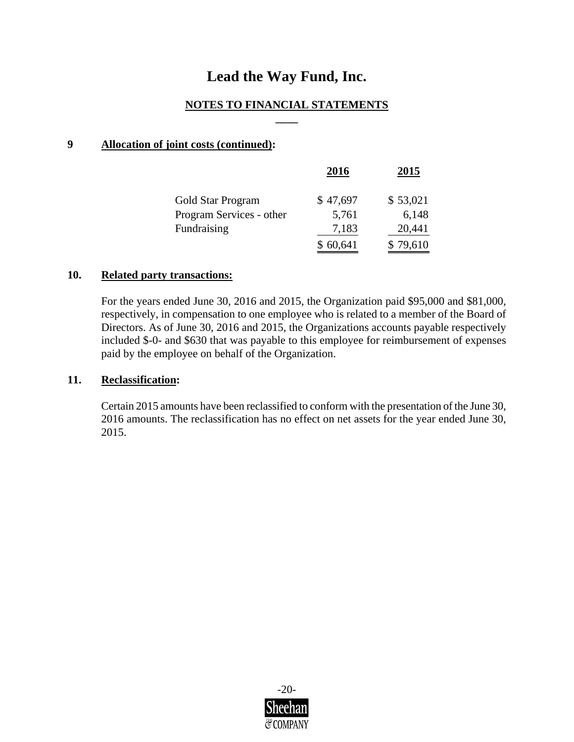# Lead the Way Fund, Inc.

## NOTES TO FINANCIAL STATEMENTS

**9 Allocation of joint costs (continued):**

| | 2016 | 2015 |
|---|---|---|
| Gold Star Program | $ 47,697 | $ 53,021 |
| Program Services - other | 5,761 | 6,148 |
| Fundraising | 7,183 | 20,441 |
| | $ 60,641 | $ 79,610 |

**10. Related party transactions:**

For the years ended June 30, 2016 and 2015, the Organization paid $95,000 and $81,000, respectively, in compensation to one employee who is related to a member of the Board of Directors. As of June 30, 2016 and 2015, the Organizations accounts payable respectively included $-0- and $630 that was payable to this employee for reimbursement of expenses paid by the employee on behalf of the Organization.

**11. Reclassification:**

Certain 2015 amounts have been reclassified to conform with the presentation of the June 30, 2016 amounts. The reclassification has no effect on net assets for the year ended June 30, 2015.

Sheehan & COMPANY